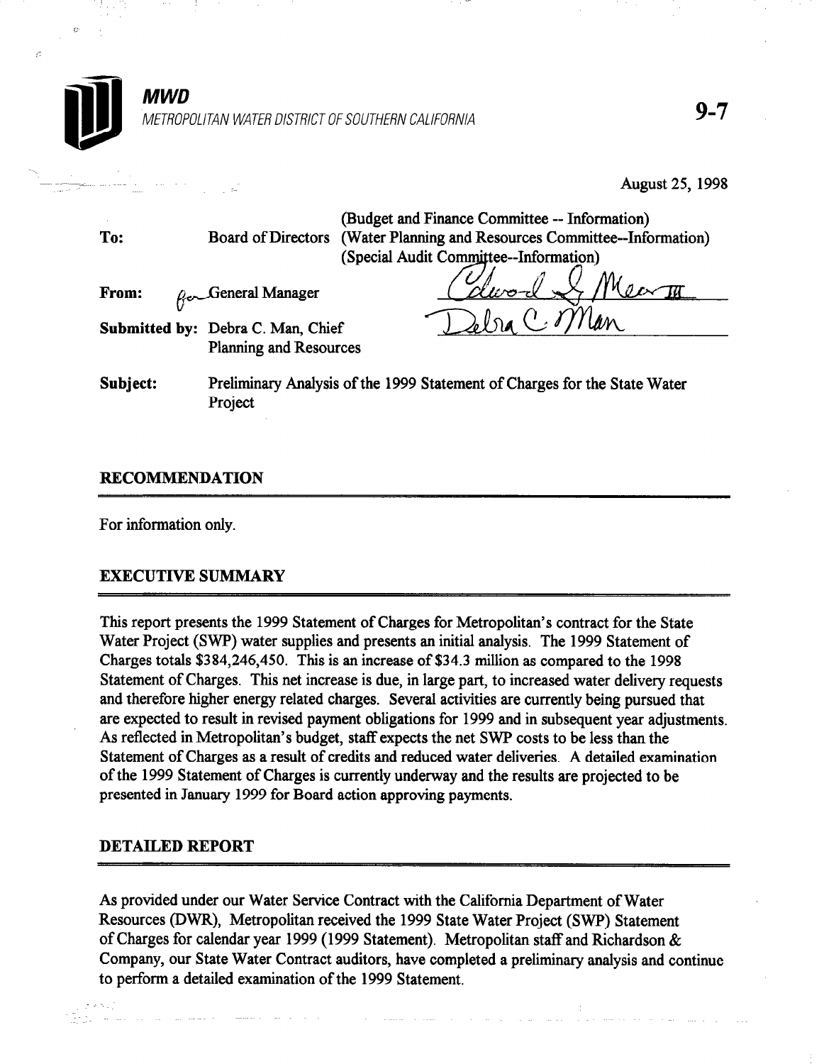**MWD**

*METROPOLITAN WATER DISTRICT OF SOUTHERN CALIFORNIA*

**9-7**

August 25, 1998

| | | |
|---|---|---|
| **To:** | Board of Directors | (Budget and Finance Committee -- Information)<br>(Water Planning and Resources Committee--Information)<br>(Special Audit Committee--Information) |
| **From:** | General Manager | |
| **Submitted by:** | Debra C. Man, Chief<br>Planning and Resources | |
| **Subject:** | Preliminary Analysis of the 1999 Statement of Charges for the State Water Project | |

## RECOMMENDATION

For information only.

## EXECUTIVE SUMMARY

This report presents the 1999 Statement of Charges for Metropolitan's contract for the State Water Project (SWP) water supplies and presents an initial analysis. The 1999 Statement of Charges totals $384,246,450. This is an increase of $34.3 million as compared to the 1998 Statement of Charges. This net increase is due, in large part, to increased water delivery requests and therefore higher energy related charges. Several activities are currently being pursued that are expected to result in revised payment obligations for 1999 and in subsequent year adjustments. As reflected in Metropolitan's budget, staff expects the net SWP costs to be less than the Statement of Charges as a result of credits and reduced water deliveries. A detailed examination of the 1999 Statement of Charges is currently underway and the results are projected to be presented in January 1999 for Board action approving payments.

## DETAILED REPORT

As provided under our Water Service Contract with the California Department of Water Resources (DWR), Metropolitan received the 1999 State Water Project (SWP) Statement of Charges for calendar year 1999 (1999 Statement). Metropolitan staff and Richardson & Company, our State Water Contract auditors, have completed a preliminary analysis and continue to perform a detailed examination of the 1999 Statement.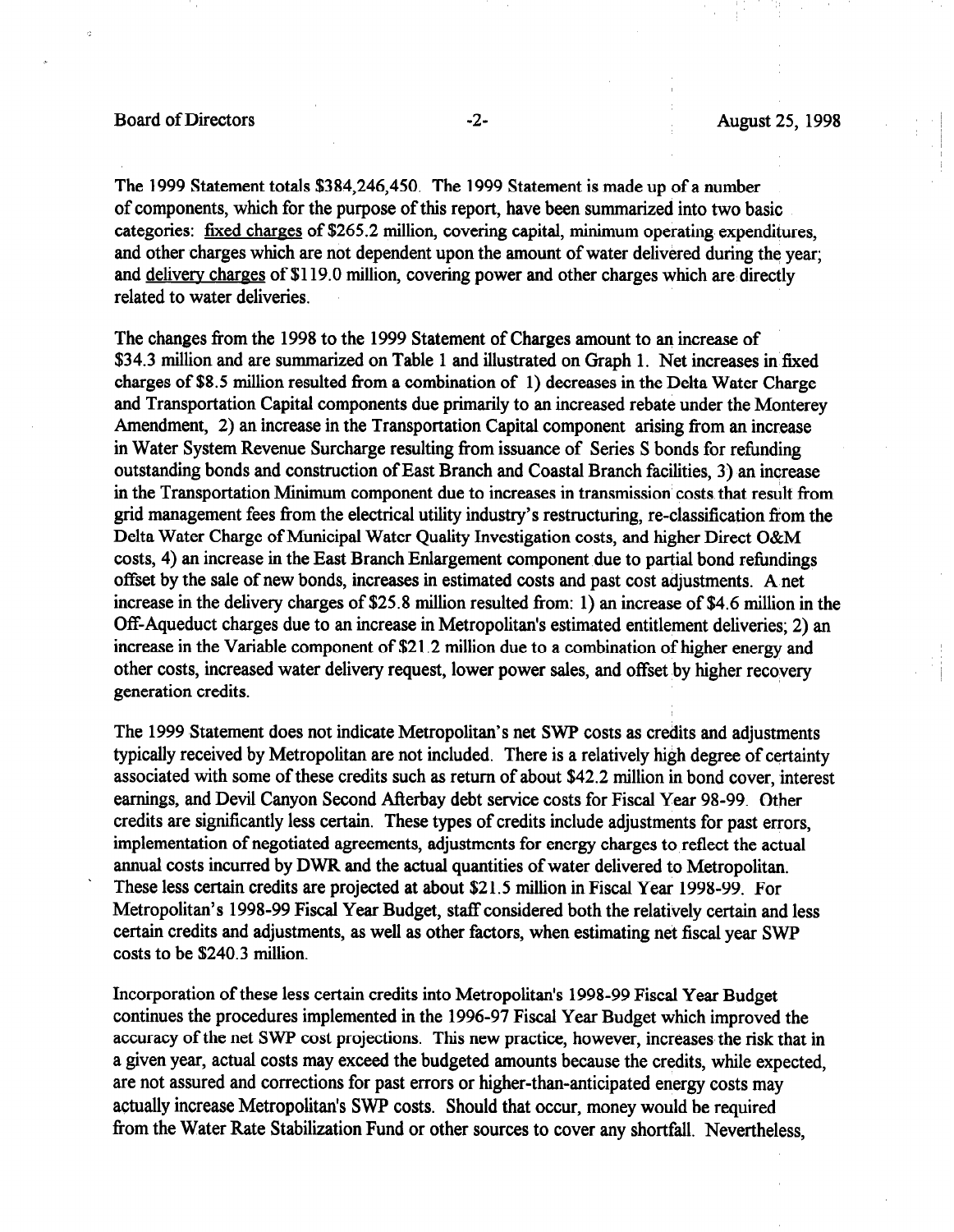The 1999 Statement totals $384,246,450. The 1999 Statement is made up of a number of components, which for the purpose of this report, have been summarized into two basic categories: fixed charges of $265.2 million, covering capital, minimum operating expenditures, and other charges which are not dependent upon the amount of water delivered during the year; and delivery charges of $119.0 million, covering power and other charges which are directly related to water deliveries.

The changes from the 1998 to the 1999 Statement of Charges amount to an increase of $34.3 million and are summarized on Table 1 and illustrated on Graph 1. Net increases in fixed charges of $8.5 million resulted from a combination of 1) decreases in the Delta Water Charge and Transportation Capital components due primarily to an increased rebate under the Monterey Amendment, 2) an increase in the Transportation Capital component arising from an increase in Water System Revenue Surcharge resulting from issuance of Series S bonds for refunding outstanding bonds and construction of East Branch and Coastal Branch facilities, 3) an increase in the Transportation Minimum component due to increases in transmission costs that result from grid management fees from the electrical utility industry's restructuring, re-classification from the Delta Water Charge of Municipal Water Quality Investigation costs, and higher Direct O&M costs, 4) an increase in the East Branch Enlargement component due to partial bond refundings offset by the sale of new bonds, increases in estimated costs and past cost adjustments. A net increase in the delivery charges of $25.8 million resulted from: 1) an increase of $4.6 million in the Off-Aqueduct charges due to an increase in Metropolitan's estimated entitlement deliveries; 2) an increase in the Variable component of $21.2 million due to a combination of higher energy and other costs, increased water delivery request, lower power sales, and offset by higher recovery generation credits.

The 1999 Statement does not indicate Metropolitan's net SWP costs as credits and adjustments typically received by Metropolitan are not included. There is a relatively high degree of certainty associated with some of these credits such as return of about $42.2 million in bond cover, interest earnings, and Devil Canyon Second Afterbay debt service costs for Fiscal Year 98-99. Other credits are significantly less certain. These types of credits include adjustments for past errors, implementation of negotiated agreements, adjustments for energy charges to reflect the actual annual costs incurred by DWR and the actual quantities of water delivered to Metropolitan. These less certain credits are projected at about $21.5 million in Fiscal Year 1998-99. For Metropolitan's 1998-99 Fiscal Year Budget, staff considered both the relatively certain and less certain credits and adjustments, as well as other factors, when estimating net fiscal year SWP costs to be $240.3 million.

Incorporation of these less certain credits into Metropolitan's 1998-99 Fiscal Year Budget continues the procedures implemented in the 1996-97 Fiscal Year Budget which improved the accuracy of the net SWP cost projections. This new practice, however, increases the risk that in a given year, actual costs may exceed the budgeted amounts because the credits, while expected, are not assured and corrections for past errors or higher-than-anticipated energy costs may actually increase Metropolitan's SWP costs. Should that occur, money would be required from the Water Rate Stabilization Fund or other sources to cover any shortfall. Nevertheless,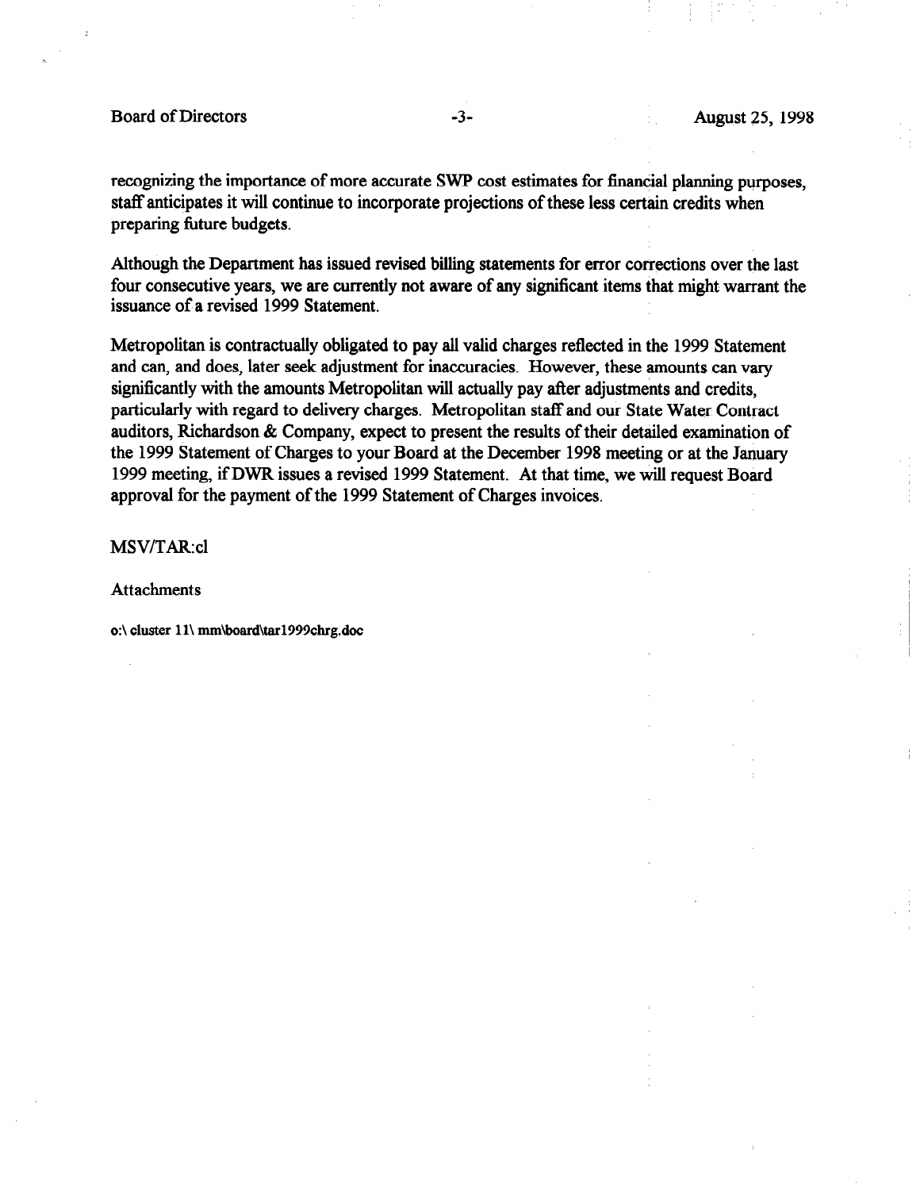recognizing the importance of more accurate SWP cost estimates for financial planning purposes, staff anticipates it will continue to incorporate projections of these less certain credits when preparing future budgets.

Although the Department has issued revised billing statements for error corrections over the last four consecutive years, we are currently not aware of any significant items that might warrant the issuance of a revised 1999 Statement.

Metropolitan is contractually obligated to pay all valid charges reflected in the 1999 Statement and can, and does, later seek adjustment for inaccuracies. However, these amounts can vary significantly with the amounts Metropolitan will actually pay after adjustments and credits, particularly with regard to delivery charges. Metropolitan staff and our State Water Contract auditors, Richardson & Company, expect to present the results of their detailed examination of the 1999 Statement of Charges to your Board at the December 1998 meeting or at the January 1999 meeting, if DWR issues a revised 1999 Statement. At that time, we will request Board approval for the payment of the 1999 Statement of Charges invoices.

MSV/TAR:cl

Attachments

o:\ cluster 11\ mm\board\tar1999chrg.doc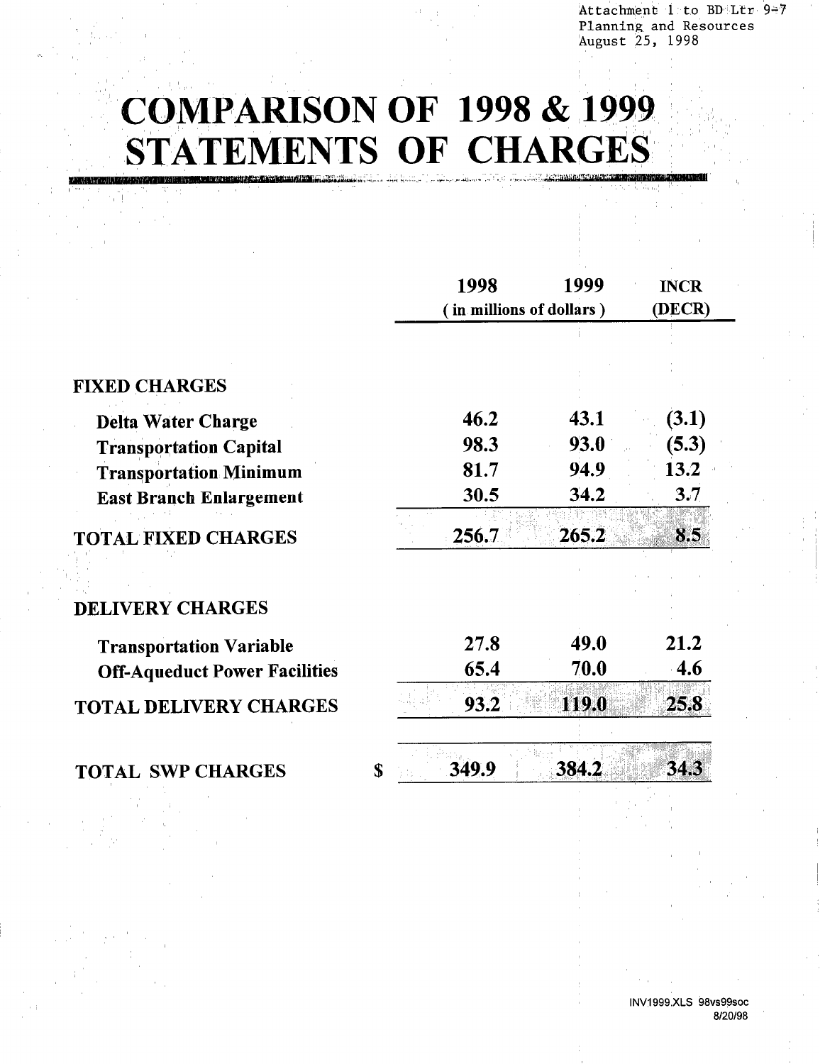Attachment 1 to BD Ltr 9-7
Planning and Resources
August 25, 1998

# COMPARISON OF 1998 & 1999 STATEMENTS OF CHARGES

| | | 1998 | 1999 | INCR |
|---|---|---|---|---|
| | | ( in millions of dollars ) | | (DECR) |
| **FIXED CHARGES** | | | | |
| **Delta Water Charge** | | 46.2 | 43.1 | (3.1) |
| **Transportation Capital** | | 98.3 | 93.0 | (5.3) |
| **Transportation Minimum** | | 81.7 | 94.9 | 13.2 |
| **East Branch Enlargement** | | 30.5 | 34.2 | 3.7 |
| **TOTAL FIXED CHARGES** | | 256.7 | 265.2 | 8.5 |
| **DELIVERY CHARGES** | | | | |
| **Transportation Variable** | | 27.8 | 49.0 | 21.2 |
| **Off-Aqueduct Power Facilities** | | 65.4 | 70.0 | 4.6 |
| **TOTAL DELIVERY CHARGES** | | 93.2 | 119.0 | 25.8 |
| **TOTAL SWP CHARGES** | $ | 349.9 | 384.2 | 34.3 |

INV1999.XLS 98vs99soc
8/20/98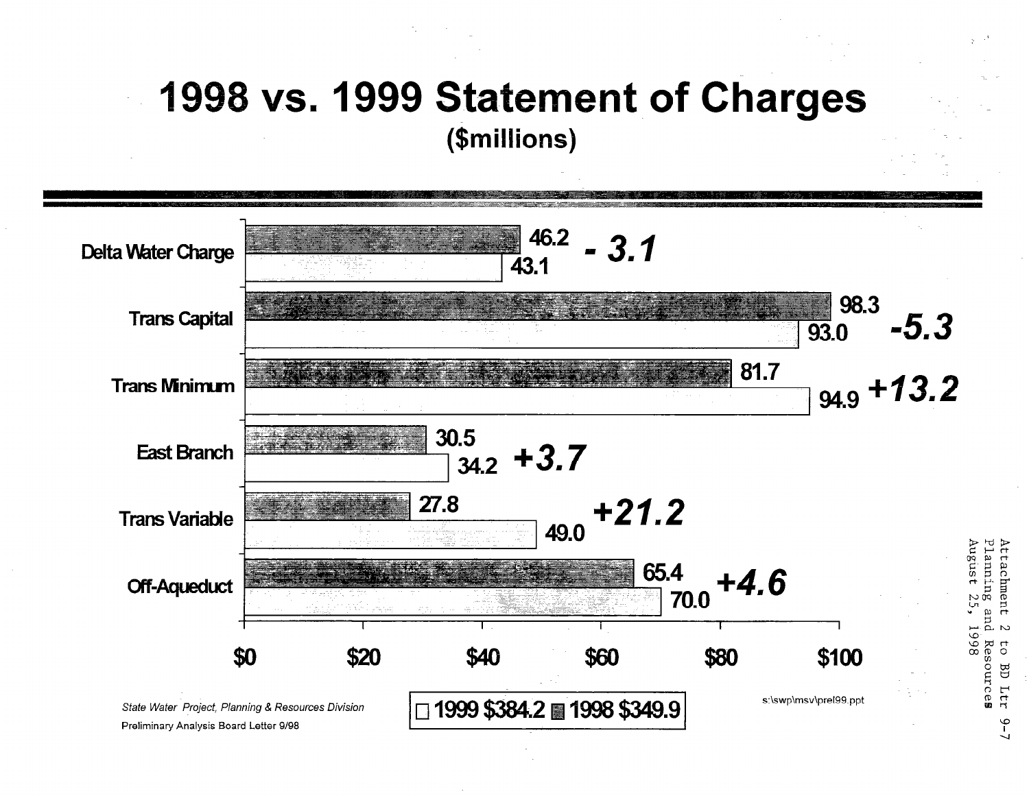# 1998 vs. 1999 Statement of Charges

## ($millions)

Delta Water Charge
46.2
43.1
- 3.1

Trans Capital
98.3
93.0
-5.3

Trans Minimum
81.7
94.9
+13.2

East Branch
30.5
34.2
+3.7

Trans Variable
27.8
49.0
+21.2

Off-Aqueduct
65.4
70.0
+4.6

$0 $20 $40 $60 $80 $100

1999 $384.2 1998 $349.9

*State Water Project, Planning & Resources Division*

Preliminary Analysis Board Letter 9/98

s:\swp\msv\prel99.ppt

Attachment 2 to BD Ltr 9-7
Planning and Resources
August 25, 1998